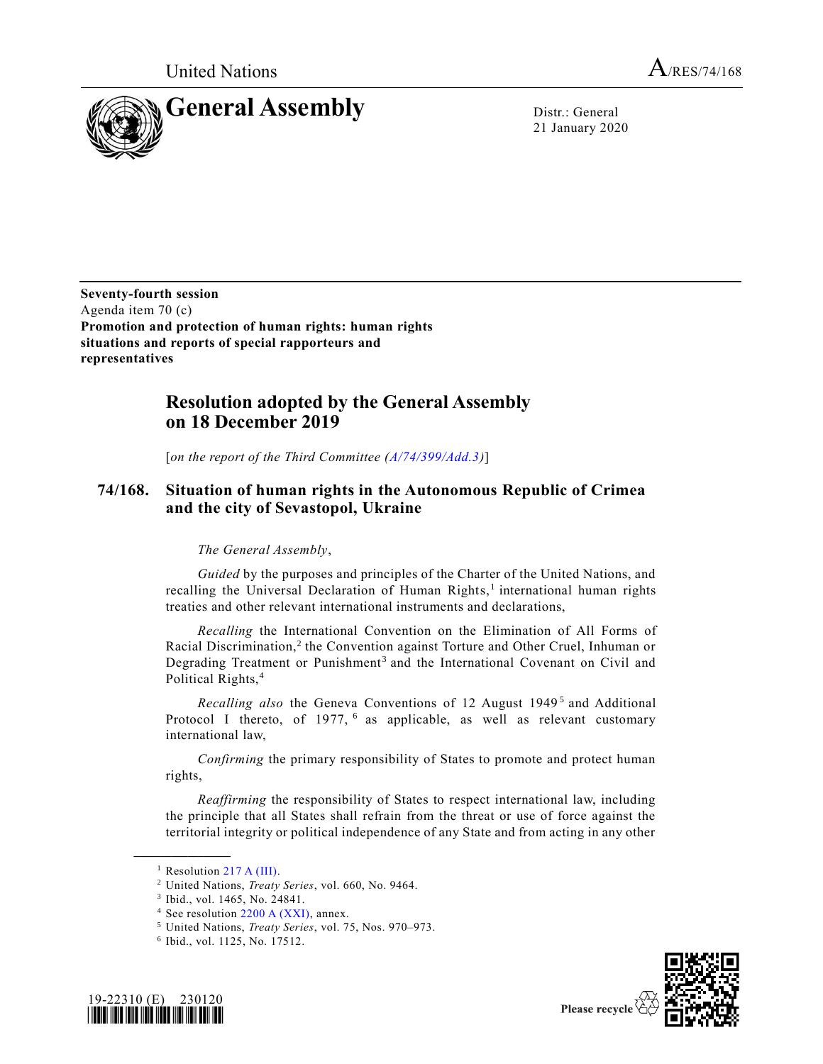United Nations A/RES/74/168

# General Assembly

Distr.: General
21 January 2020

**Seventy-fourth session**
Agenda item 70 (c)
**Promotion and protection of human rights: human rights situations and reports of special rapporteurs and representatives**

## Resolution adopted by the General Assembly on 18 December 2019

[*on the report of the Third Committee (A/74/399/Add.3)*]

## 74/168. Situation of human rights in the Autonomous Republic of Crimea and the city of Sevastopol, Ukraine

*The General Assembly*,

*Guided* by the purposes and principles of the Charter of the United Nations, and recalling the Universal Declaration of Human Rights,[1] international human rights treaties and other relevant international instruments and declarations,

*Recalling* the International Convention on the Elimination of All Forms of Racial Discrimination,[2] the Convention against Torture and Other Cruel, Inhuman or Degrading Treatment or Punishment[3] and the International Covenant on Civil and Political Rights,[4]

*Recalling also* the Geneva Conventions of 12 August 1949[5] and Additional Protocol I thereto, of 1977,[6] as applicable, as well as relevant customary international law,

*Confirming* the primary responsibility of States to promote and protect human rights,

*Reaffirming* the responsibility of States to respect international law, including the principle that all States shall refrain from the threat or use of force against the territorial integrity or political independence of any State and from acting in any other

---

[1] Resolution 217 A (III).
[2] United Nations, *Treaty Series*, vol. 660, No. 9464.
[3] Ibid., vol. 1465, No. 24841.
[4] See resolution 2200 A (XXI), annex.
[5] United Nations, *Treaty Series*, vol. 75, Nos. 970–973.
[6] Ibid., vol. 1125, No. 17512.

19-22310 (E) 230120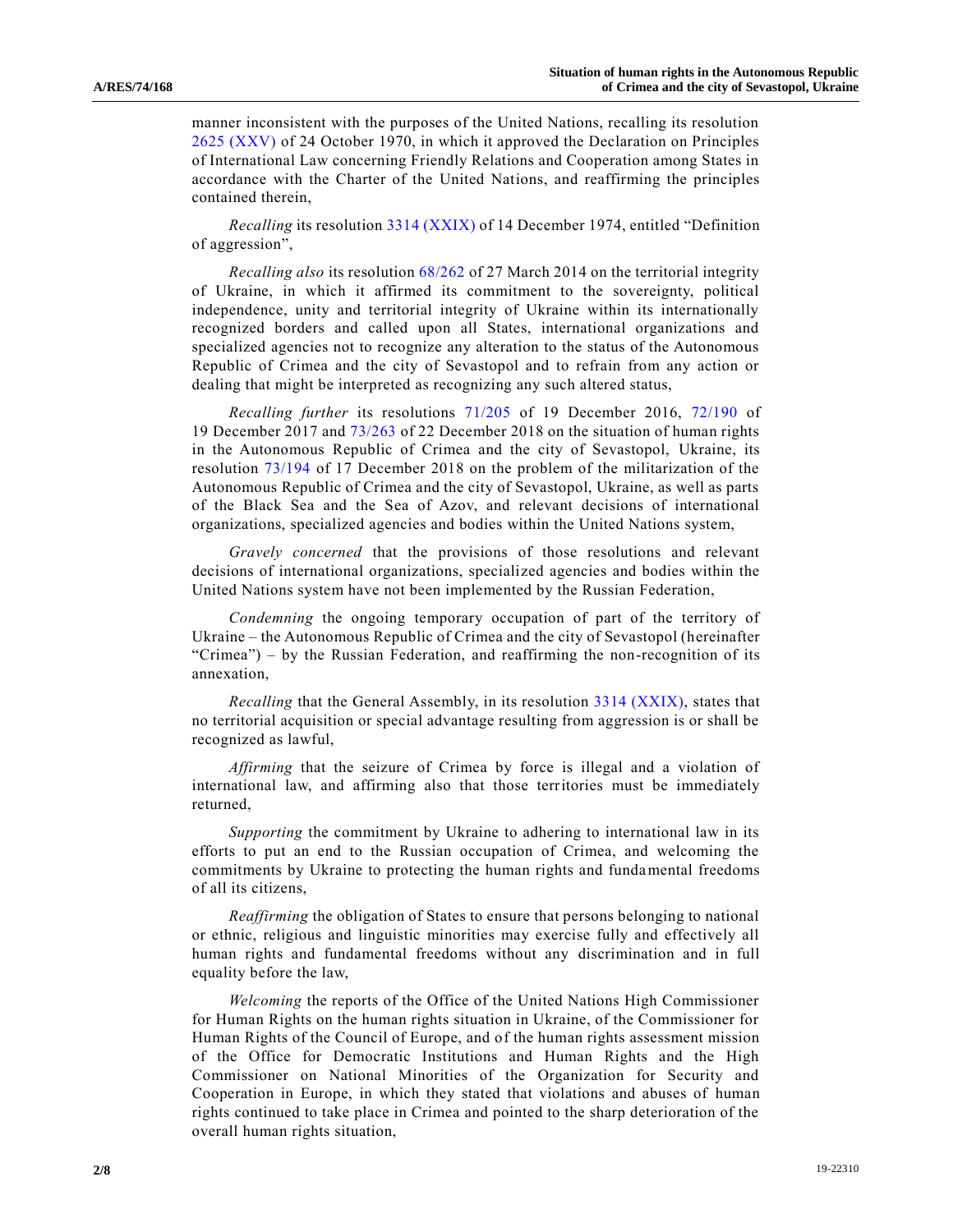manner inconsistent with the purposes of the United Nations, recalling its resolution 2625 (XXV) of 24 October 1970, in which it approved the Declaration on Principles of International Law concerning Friendly Relations and Cooperation among States in accordance with the Charter of the United Nations, and reaffirming the principles contained therein,

*Recalling* its resolution 3314 (XXIX) of 14 December 1974, entitled "Definition of aggression",

*Recalling also* its resolution 68/262 of 27 March 2014 on the territorial integrity of Ukraine, in which it affirmed its commitment to the sovereignty, political independence, unity and territorial integrity of Ukraine within its internationally recognized borders and called upon all States, international organizations and specialized agencies not to recognize any alteration to the status of the Autonomous Republic of Crimea and the city of Sevastopol and to refrain from any action or dealing that might be interpreted as recognizing any such altered status,

*Recalling further* its resolutions 71/205 of 19 December 2016, 72/190 of 19 December 2017 and 73/263 of 22 December 2018 on the situation of human rights in the Autonomous Republic of Crimea and the city of Sevastopol, Ukraine, its resolution 73/194 of 17 December 2018 on the problem of the militarization of the Autonomous Republic of Crimea and the city of Sevastopol, Ukraine, as well as parts of the Black Sea and the Sea of Azov, and relevant decisions of international organizations, specialized agencies and bodies within the United Nations system,

*Gravely concerned* that the provisions of those resolutions and relevant decisions of international organizations, specialized agencies and bodies within the United Nations system have not been implemented by the Russian Federation,

*Condemning* the ongoing temporary occupation of part of the territory of Ukraine – the Autonomous Republic of Crimea and the city of Sevastopol (hereinafter "Crimea") – by the Russian Federation, and reaffirming the non-recognition of its annexation,

*Recalling* that the General Assembly, in its resolution 3314 (XXIX), states that no territorial acquisition or special advantage resulting from aggression is or shall be recognized as lawful,

*Affirming* that the seizure of Crimea by force is illegal and a violation of international law, and affirming also that those territories must be immediately returned,

*Supporting* the commitment by Ukraine to adhering to international law in its efforts to put an end to the Russian occupation of Crimea, and welcoming the commitments by Ukraine to protecting the human rights and fundamental freedoms of all its citizens,

*Reaffirming* the obligation of States to ensure that persons belonging to national or ethnic, religious and linguistic minorities may exercise fully and effectively all human rights and fundamental freedoms without any discrimination and in full equality before the law,

*Welcoming* the reports of the Office of the United Nations High Commissioner for Human Rights on the human rights situation in Ukraine, of the Commissioner for Human Rights of the Council of Europe, and of the human rights assessment mission of the Office for Democratic Institutions and Human Rights and the High Commissioner on National Minorities of the Organization for Security and Cooperation in Europe, in which they stated that violations and abuses of human rights continued to take place in Crimea and pointed to the sharp deterioration of the overall human rights situation,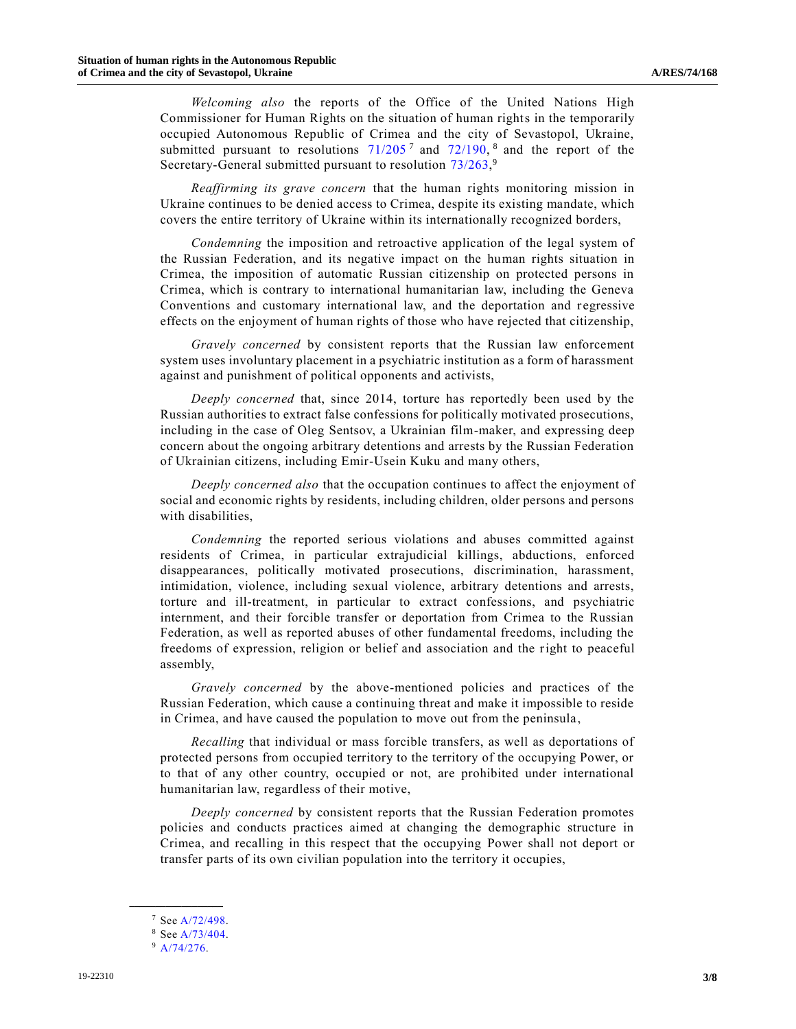*Welcoming also* the reports of the Office of the United Nations High Commissioner for Human Rights on the situation of human rights in the temporarily occupied Autonomous Republic of Crimea and the city of Sevastopol, Ukraine, submitted pursuant to resolutions 71/205[7] and 72/190,[8] and the report of the Secretary-General submitted pursuant to resolution 73/263,[9]

*Reaffirming its grave concern* that the human rights monitoring mission in Ukraine continues to be denied access to Crimea, despite its existing mandate, which covers the entire territory of Ukraine within its internationally recognized borders,

*Condemning* the imposition and retroactive application of the legal system of the Russian Federation, and its negative impact on the human rights situation in Crimea, the imposition of automatic Russian citizenship on protected persons in Crimea, which is contrary to international humanitarian law, including the Geneva Conventions and customary international law, and the deportation and regressive effects on the enjoyment of human rights of those who have rejected that citizenship,

*Gravely concerned* by consistent reports that the Russian law enforcement system uses involuntary placement in a psychiatric institution as a form of harassment against and punishment of political opponents and activists,

*Deeply concerned* that, since 2014, torture has reportedly been used by the Russian authorities to extract false confessions for politically motivated prosecutions, including in the case of Oleg Sentsov, a Ukrainian film-maker, and expressing deep concern about the ongoing arbitrary detentions and arrests by the Russian Federation of Ukrainian citizens, including Emir-Usein Kuku and many others,

*Deeply concerned also* that the occupation continues to affect the enjoyment of social and economic rights by residents, including children, older persons and persons with disabilities,

*Condemning* the reported serious violations and abuses committed against residents of Crimea, in particular extrajudicial killings, abductions, enforced disappearances, politically motivated prosecutions, discrimination, harassment, intimidation, violence, including sexual violence, arbitrary detentions and arrests, torture and ill-treatment, in particular to extract confessions, and psychiatric internment, and their forcible transfer or deportation from Crimea to the Russian Federation, as well as reported abuses of other fundamental freedoms, including the freedoms of expression, religion or belief and association and the right to peaceful assembly,

*Gravely concerned* by the above-mentioned policies and practices of the Russian Federation, which cause a continuing threat and make it impossible to reside in Crimea, and have caused the population to move out from the peninsula,

*Recalling* that individual or mass forcible transfers, as well as deportations of protected persons from occupied territory to the territory of the occupying Power, or to that of any other country, occupied or not, are prohibited under international humanitarian law, regardless of their motive,

*Deeply concerned* by consistent reports that the Russian Federation promotes policies and conducts practices aimed at changing the demographic structure in Crimea, and recalling in this respect that the occupying Power shall not deport or transfer parts of its own civilian population into the territory it occupies,

---

[7] See A/72/498.

[8] See A/73/404.

[9] A/74/276.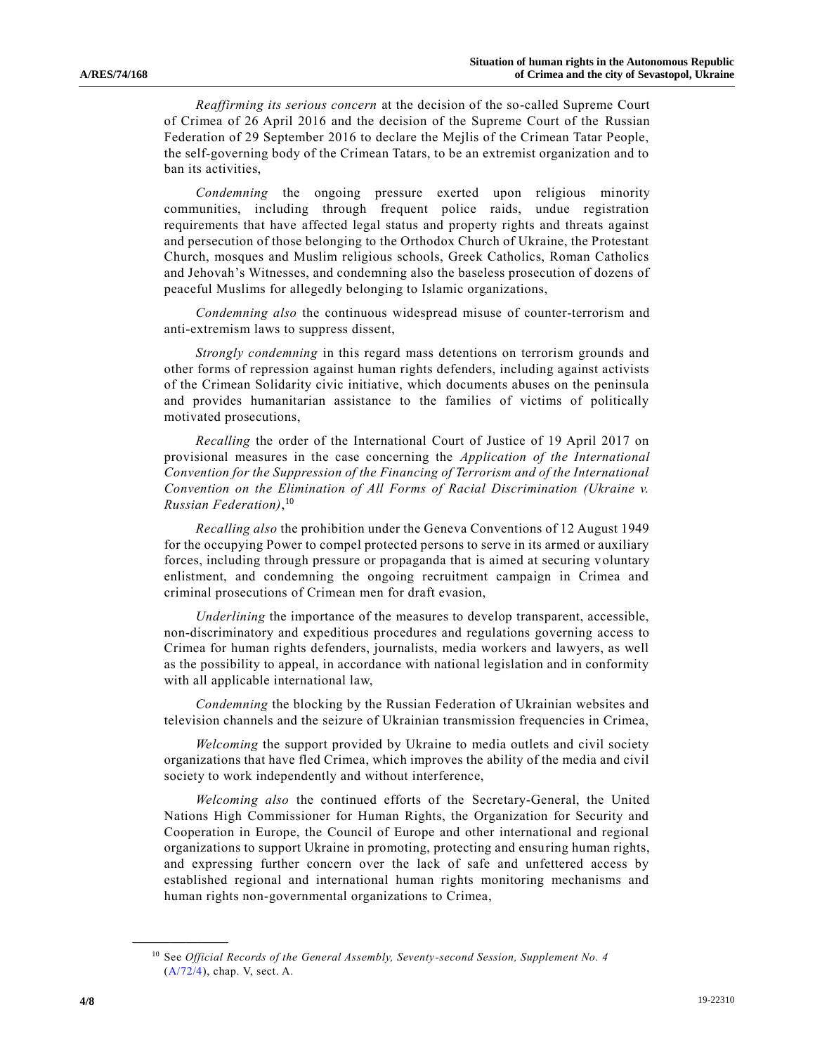*Reaffirming its serious concern* at the decision of the so-called Supreme Court of Crimea of 26 April 2016 and the decision of the Supreme Court of the Russian Federation of 29 September 2016 to declare the Mejlis of the Crimean Tatar People, the self-governing body of the Crimean Tatars, to be an extremist organization and to ban its activities,

*Condemning* the ongoing pressure exerted upon religious minority communities, including through frequent police raids, undue registration requirements that have affected legal status and property rights and threats against and persecution of those belonging to the Orthodox Church of Ukraine, the Protestant Church, mosques and Muslim religious schools, Greek Catholics, Roman Catholics and Jehovah's Witnesses, and condemning also the baseless prosecution of dozens of peaceful Muslims for allegedly belonging to Islamic organizations,

*Condemning also* the continuous widespread misuse of counter-terrorism and anti-extremism laws to suppress dissent,

*Strongly condemning* in this regard mass detentions on terrorism grounds and other forms of repression against human rights defenders, including against activists of the Crimean Solidarity civic initiative, which documents abuses on the peninsula and provides humanitarian assistance to the families of victims of politically motivated prosecutions,

*Recalling* the order of the International Court of Justice of 19 April 2017 on provisional measures in the case concerning the *Application of the International Convention for the Suppression of the Financing of Terrorism and of the International Convention on the Elimination of All Forms of Racial Discrimination (Ukraine v. Russian Federation)*,[10]

*Recalling also* the prohibition under the Geneva Conventions of 12 August 1949 for the occupying Power to compel protected persons to serve in its armed or auxiliary forces, including through pressure or propaganda that is aimed at securing voluntary enlistment, and condemning the ongoing recruitment campaign in Crimea and criminal prosecutions of Crimean men for draft evasion,

*Underlining* the importance of the measures to develop transparent, accessible, non-discriminatory and expeditious procedures and regulations governing access to Crimea for human rights defenders, journalists, media workers and lawyers, as well as the possibility to appeal, in accordance with national legislation and in conformity with all applicable international law,

*Condemning* the blocking by the Russian Federation of Ukrainian websites and television channels and the seizure of Ukrainian transmission frequencies in Crimea,

*Welcoming* the support provided by Ukraine to media outlets and civil society organizations that have fled Crimea, which improves the ability of the media and civil society to work independently and without interference,

*Welcoming also* the continued efforts of the Secretary-General, the United Nations High Commissioner for Human Rights, the Organization for Security and Cooperation in Europe, the Council of Europe and other international and regional organizations to support Ukraine in promoting, protecting and ensuring human rights, and expressing further concern over the lack of safe and unfettered access by established regional and international human rights monitoring mechanisms and human rights non-governmental organizations to Crimea,

---

[10] See *Official Records of the General Assembly, Seventy-second Session, Supplement No. 4* (A/72/4), chap. V, sect. A.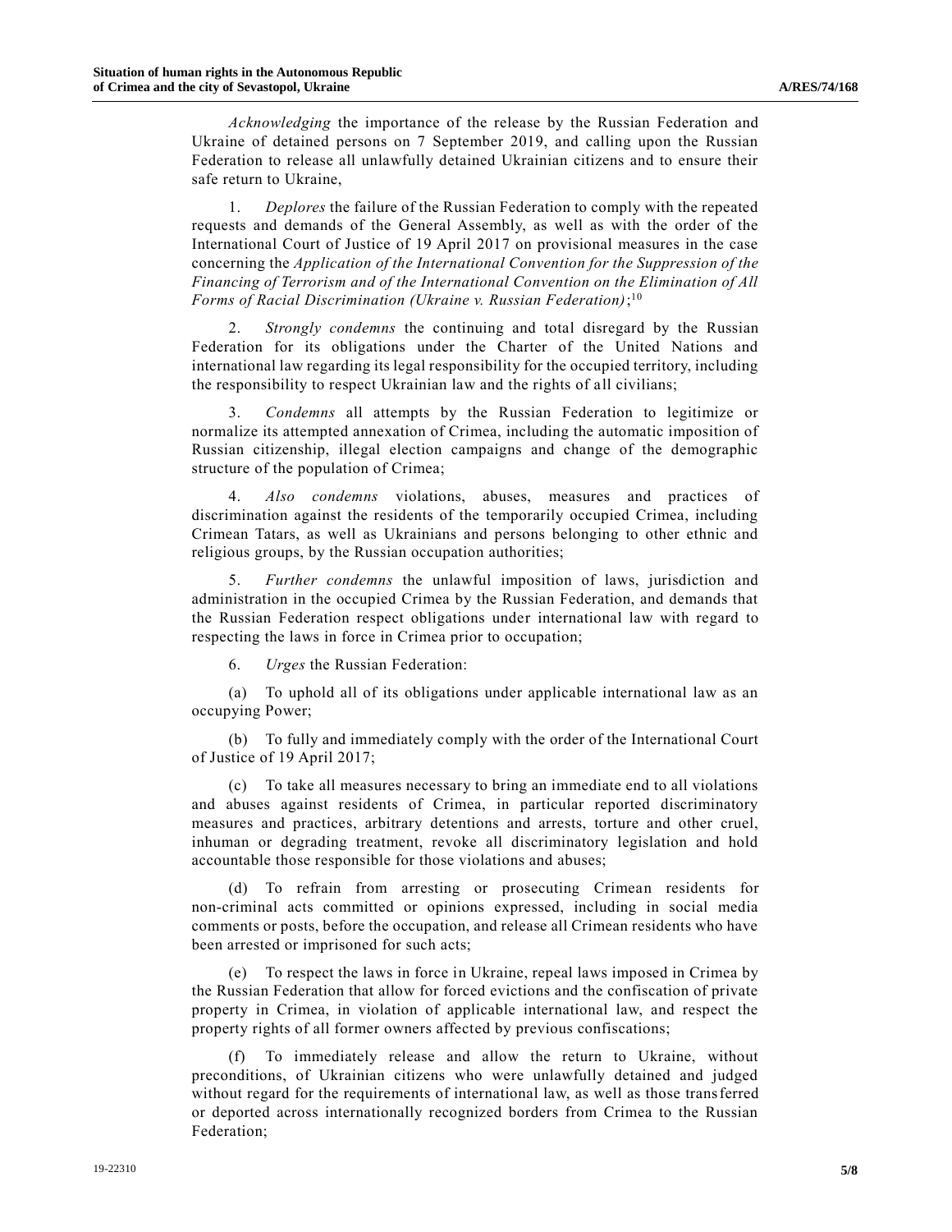*Acknowledging* the importance of the release by the Russian Federation and Ukraine of detained persons on 7 September 2019, and calling upon the Russian Federation to release all unlawfully detained Ukrainian citizens and to ensure their safe return to Ukraine,

1. *Deplores* the failure of the Russian Federation to comply with the repeated requests and demands of the General Assembly, as well as with the order of the International Court of Justice of 19 April 2017 on provisional measures in the case concerning the *Application of the International Convention for the Suppression of the Financing of Terrorism and of the International Convention on the Elimination of All Forms of Racial Discrimination (Ukraine v. Russian Federation)*;[10]

2. *Strongly condemns* the continuing and total disregard by the Russian Federation for its obligations under the Charter of the United Nations and international law regarding its legal responsibility for the occupied territory, including the responsibility to respect Ukrainian law and the rights of all civilians;

3. *Condemns* all attempts by the Russian Federation to legitimize or normalize its attempted annexation of Crimea, including the automatic imposition of Russian citizenship, illegal election campaigns and change of the demographic structure of the population of Crimea;

4. *Also condemns* violations, abuses, measures and practices of discrimination against the residents of the temporarily occupied Crimea, including Crimean Tatars, as well as Ukrainians and persons belonging to other ethnic and religious groups, by the Russian occupation authorities;

5. *Further condemns* the unlawful imposition of laws, jurisdiction and administration in the occupied Crimea by the Russian Federation, and demands that the Russian Federation respect obligations under international law with regard to respecting the laws in force in Crimea prior to occupation;

6. *Urges* the Russian Federation:

(a) To uphold all of its obligations under applicable international law as an occupying Power;

(b) To fully and immediately comply with the order of the International Court of Justice of 19 April 2017;

(c) To take all measures necessary to bring an immediate end to all violations and abuses against residents of Crimea, in particular reported discriminatory measures and practices, arbitrary detentions and arrests, torture and other cruel, inhuman or degrading treatment, revoke all discriminatory legislation and hold accountable those responsible for those violations and abuses;

(d) To refrain from arresting or prosecuting Crimean residents for non-criminal acts committed or opinions expressed, including in social media comments or posts, before the occupation, and release all Crimean residents who have been arrested or imprisoned for such acts;

(e) To respect the laws in force in Ukraine, repeal laws imposed in Crimea by the Russian Federation that allow for forced evictions and the confiscation of private property in Crimea, in violation of applicable international law, and respect the property rights of all former owners affected by previous confiscations;

(f) To immediately release and allow the return to Ukraine, without preconditions, of Ukrainian citizens who were unlawfully detained and judged without regard for the requirements of international law, as well as those transferred or deported across internationally recognized borders from Crimea to the Russian Federation;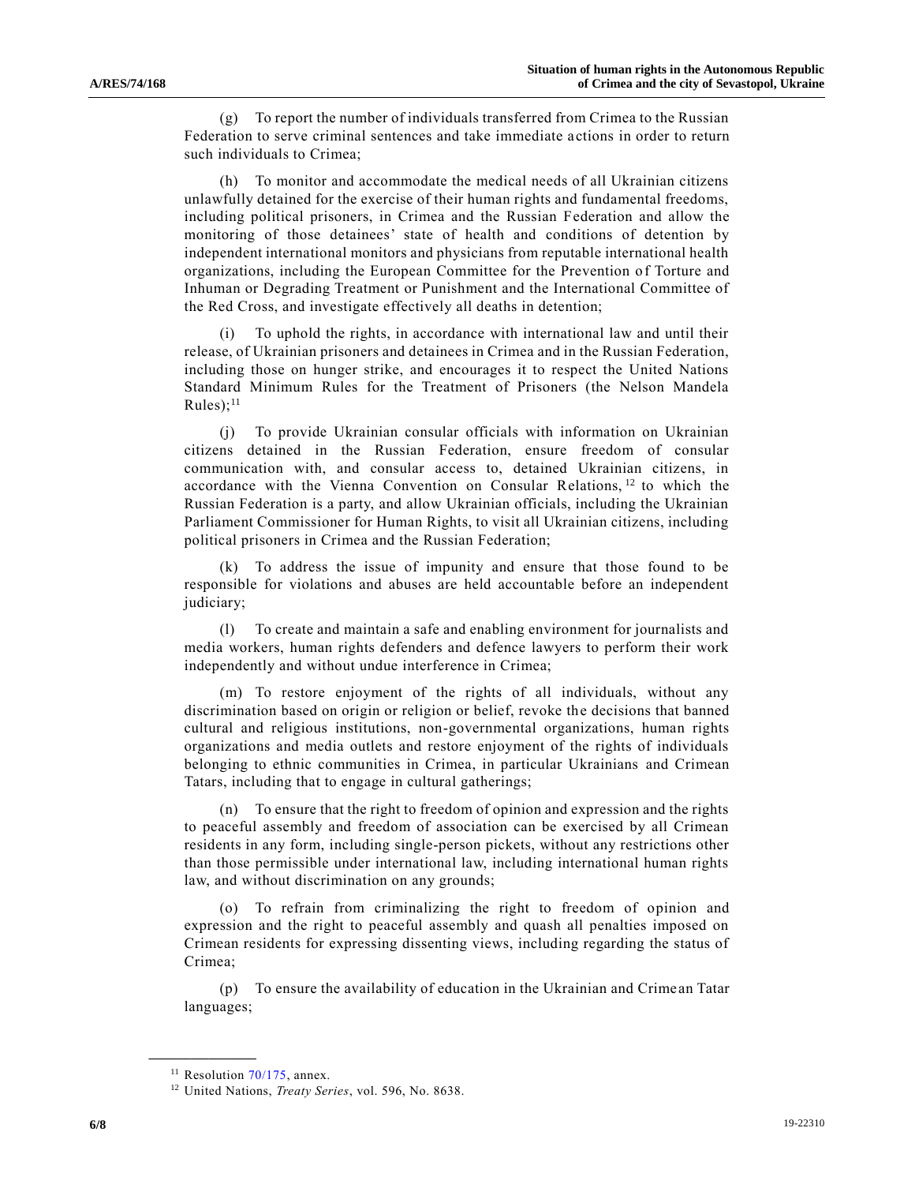(g) To report the number of individuals transferred from Crimea to the Russian Federation to serve criminal sentences and take immediate actions in order to return such individuals to Crimea;

(h) To monitor and accommodate the medical needs of all Ukrainian citizens unlawfully detained for the exercise of their human rights and fundamental freedoms, including political prisoners, in Crimea and the Russian Federation and allow the monitoring of those detainees' state of health and conditions of detention by independent international monitors and physicians from reputable international health organizations, including the European Committee for the Prevention of Torture and Inhuman or Degrading Treatment or Punishment and the International Committee of the Red Cross, and investigate effectively all deaths in detention;

(i) To uphold the rights, in accordance with international law and until their release, of Ukrainian prisoners and detainees in Crimea and in the Russian Federation, including those on hunger strike, and encourages it to respect the United Nations Standard Minimum Rules for the Treatment of Prisoners (the Nelson Mandela Rules);[11]

(j) To provide Ukrainian consular officials with information on Ukrainian citizens detained in the Russian Federation, ensure freedom of consular communication with, and consular access to, detained Ukrainian citizens, in accordance with the Vienna Convention on Consular Relations,[12] to which the Russian Federation is a party, and allow Ukrainian officials, including the Ukrainian Parliament Commissioner for Human Rights, to visit all Ukrainian citizens, including political prisoners in Crimea and the Russian Federation;

(k) To address the issue of impunity and ensure that those found to be responsible for violations and abuses are held accountable before an independent judiciary;

(l) To create and maintain a safe and enabling environment for journalists and media workers, human rights defenders and defence lawyers to perform their work independently and without undue interference in Crimea;

(m) To restore enjoyment of the rights of all individuals, without any discrimination based on origin or religion or belief, revoke the decisions that banned cultural and religious institutions, non-governmental organizations, human rights organizations and media outlets and restore enjoyment of the rights of individuals belonging to ethnic communities in Crimea, in particular Ukrainians and Crimean Tatars, including that to engage in cultural gatherings;

(n) To ensure that the right to freedom of opinion and expression and the rights to peaceful assembly and freedom of association can be exercised by all Crimean residents in any form, including single-person pickets, without any restrictions other than those permissible under international law, including international human rights law, and without discrimination on any grounds;

(o) To refrain from criminalizing the right to freedom of opinion and expression and the right to peaceful assembly and quash all penalties imposed on Crimean residents for expressing dissenting views, including regarding the status of Crimea;

(p) To ensure the availability of education in the Ukrainian and Crimean Tatar languages;

---

[11] Resolution 70/175, annex.

[12] United Nations, *Treaty Series*, vol. 596, No. 8638.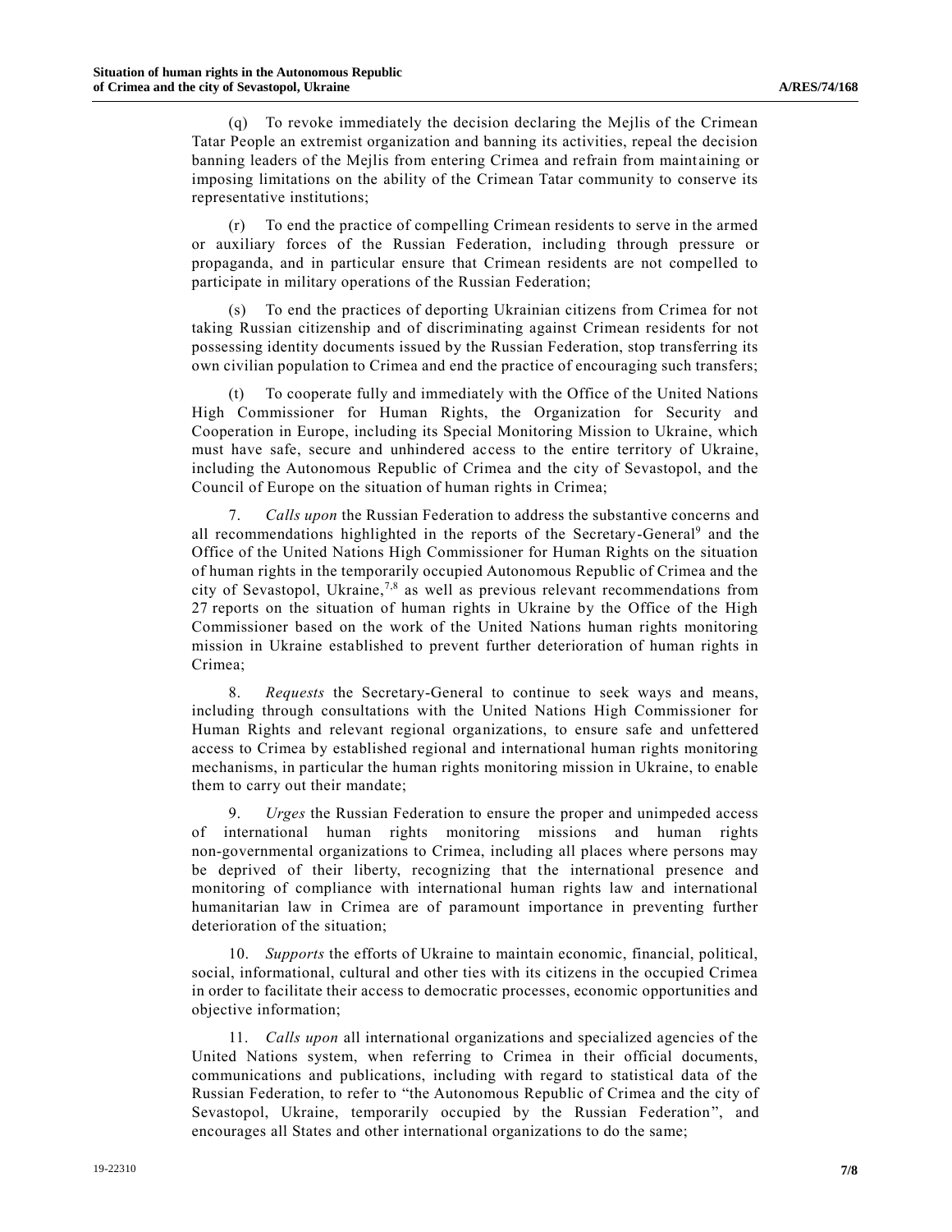(q) To revoke immediately the decision declaring the Mejlis of the Crimean Tatar People an extremist organization and banning its activities, repeal the decision banning leaders of the Mejlis from entering Crimea and refrain from maintaining or imposing limitations on the ability of the Crimean Tatar community to conserve its representative institutions;

(r) To end the practice of compelling Crimean residents to serve in the armed or auxiliary forces of the Russian Federation, including through pressure or propaganda, and in particular ensure that Crimean residents are not compelled to participate in military operations of the Russian Federation;

(s) To end the practices of deporting Ukrainian citizens from Crimea for not taking Russian citizenship and of discriminating against Crimean residents for not possessing identity documents issued by the Russian Federation, stop transferring its own civilian population to Crimea and end the practice of encouraging such transfers;

(t) To cooperate fully and immediately with the Office of the United Nations High Commissioner for Human Rights, the Organization for Security and Cooperation in Europe, including its Special Monitoring Mission to Ukraine, which must have safe, secure and unhindered access to the entire territory of Ukraine, including the Autonomous Republic of Crimea and the city of Sevastopol, and the Council of Europe on the situation of human rights in Crimea;

7. *Calls upon* the Russian Federation to address the substantive concerns and all recommendations highlighted in the reports of the Secretary-General[9] and the Office of the United Nations High Commissioner for Human Rights on the situation of human rights in the temporarily occupied Autonomous Republic of Crimea and the city of Sevastopol, Ukraine,[7,8] as well as previous relevant recommendations from 27 reports on the situation of human rights in Ukraine by the Office of the High Commissioner based on the work of the United Nations human rights monitoring mission in Ukraine established to prevent further deterioration of human rights in Crimea;

8. *Requests* the Secretary-General to continue to seek ways and means, including through consultations with the United Nations High Commissioner for Human Rights and relevant regional organizations, to ensure safe and unfettered access to Crimea by established regional and international human rights monitoring mechanisms, in particular the human rights monitoring mission in Ukraine, to enable them to carry out their mandate;

9. *Urges* the Russian Federation to ensure the proper and unimpeded access of international human rights monitoring missions and human rights non-governmental organizations to Crimea, including all places where persons may be deprived of their liberty, recognizing that the international presence and monitoring of compliance with international human rights law and international humanitarian law in Crimea are of paramount importance in preventing further deterioration of the situation;

10. *Supports* the efforts of Ukraine to maintain economic, financial, political, social, informational, cultural and other ties with its citizens in the occupied Crimea in order to facilitate their access to democratic processes, economic opportunities and objective information;

11. *Calls upon* all international organizations and specialized agencies of the United Nations system, when referring to Crimea in their official documents, communications and publications, including with regard to statistical data of the Russian Federation, to refer to "the Autonomous Republic of Crimea and the city of Sevastopol, Ukraine, temporarily occupied by the Russian Federation", and encourages all States and other international organizations to do the same;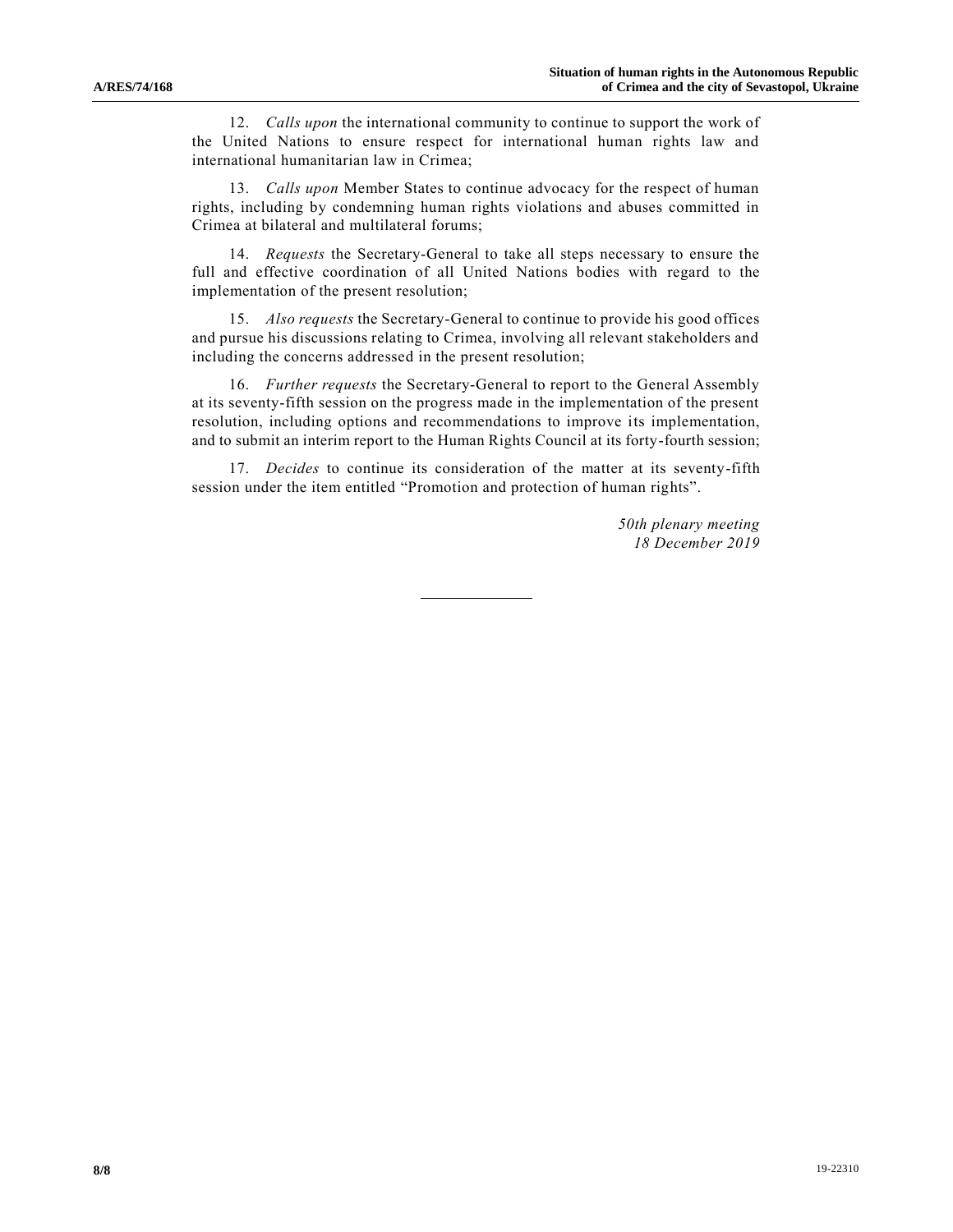12. *Calls upon* the international community to continue to support the work of the United Nations to ensure respect for international human rights law and international humanitarian law in Crimea;

13. *Calls upon* Member States to continue advocacy for the respect of human rights, including by condemning human rights violations and abuses committed in Crimea at bilateral and multilateral forums;

14. *Requests* the Secretary-General to take all steps necessary to ensure the full and effective coordination of all United Nations bodies with regard to the implementation of the present resolution;

15. *Also requests* the Secretary-General to continue to provide his good offices and pursue his discussions relating to Crimea, involving all relevant stakeholders and including the concerns addressed in the present resolution;

16. *Further requests* the Secretary-General to report to the General Assembly at its seventy-fifth session on the progress made in the implementation of the present resolution, including options and recommendations to improve its implementation, and to submit an interim report to the Human Rights Council at its forty-fourth session;

17. *Decides* to continue its consideration of the matter at its seventy-fifth session under the item entitled "Promotion and protection of human rights".

*50th plenary meeting*
*18 December 2019*